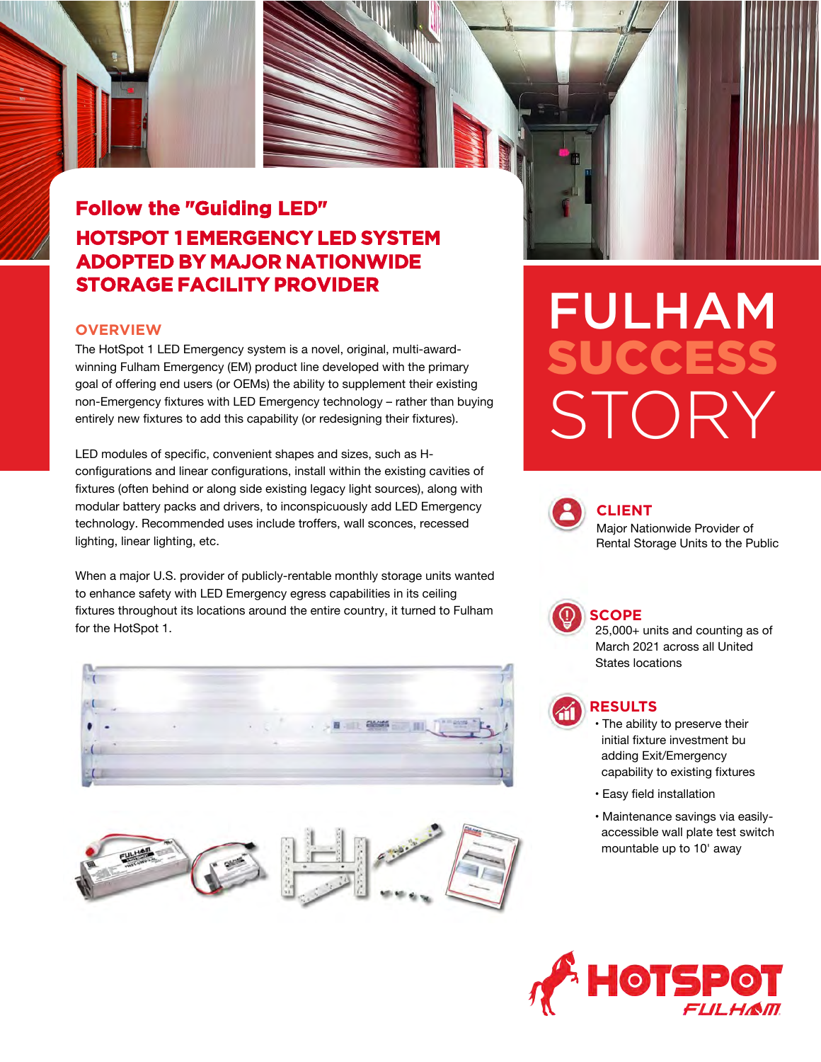## Follow the "Guiding LED"

# HOTSPOT 1 EMERGENCY LED SYSTEM ADOPTED BY MAJOR NATIONWIDE STORAGE FACILITY PROVIDER

## OVERVIEW

The HotSpot 1 LED Emergency system is a novel, original, multi-award-winning Fulham Emergency (EM) product line developed with the primary goal of offering end users (or OEMs) the ability to supplement their existing non-Emergency fixtures with LED Emergency technology – rather than buying entirely new fixtures to add this capability (or redesigning their fixtures).

LED modules of specific, convenient shapes and sizes, such as H-configurations and linear configurations, install within the existing cavities of fixtures (often behind or along side existing legacy light sources), along with modular battery packs and drivers, to inconspicuously add LED Emergency technology. Recommended uses include troffers, wall sconces, recessed lighting, linear lighting, etc.

When a major U.S. provider of publicly-rentable monthly storage units wanted to enhance safety with LED Emergency egress capabilities in its ceiling fixtures throughout its locations around the entire country, it turned to Fulham for the HotSpot 1.

# FULHAM SUCCESS STORY

### CLIENT

Major Nationwide Provider of Rental Storage Units to the Public

### SCOPE

25,000+ units and counting as of March 2021 across all United States locations

### RESULTS

- The ability to preserve their initial fixture investment bu adding Exit/Emergency capability to existing fixtures
- Easy field installation
- Maintenance savings via easily-accessible wall plate test switch mountable up to 10' away

HOTSPOT FULHAM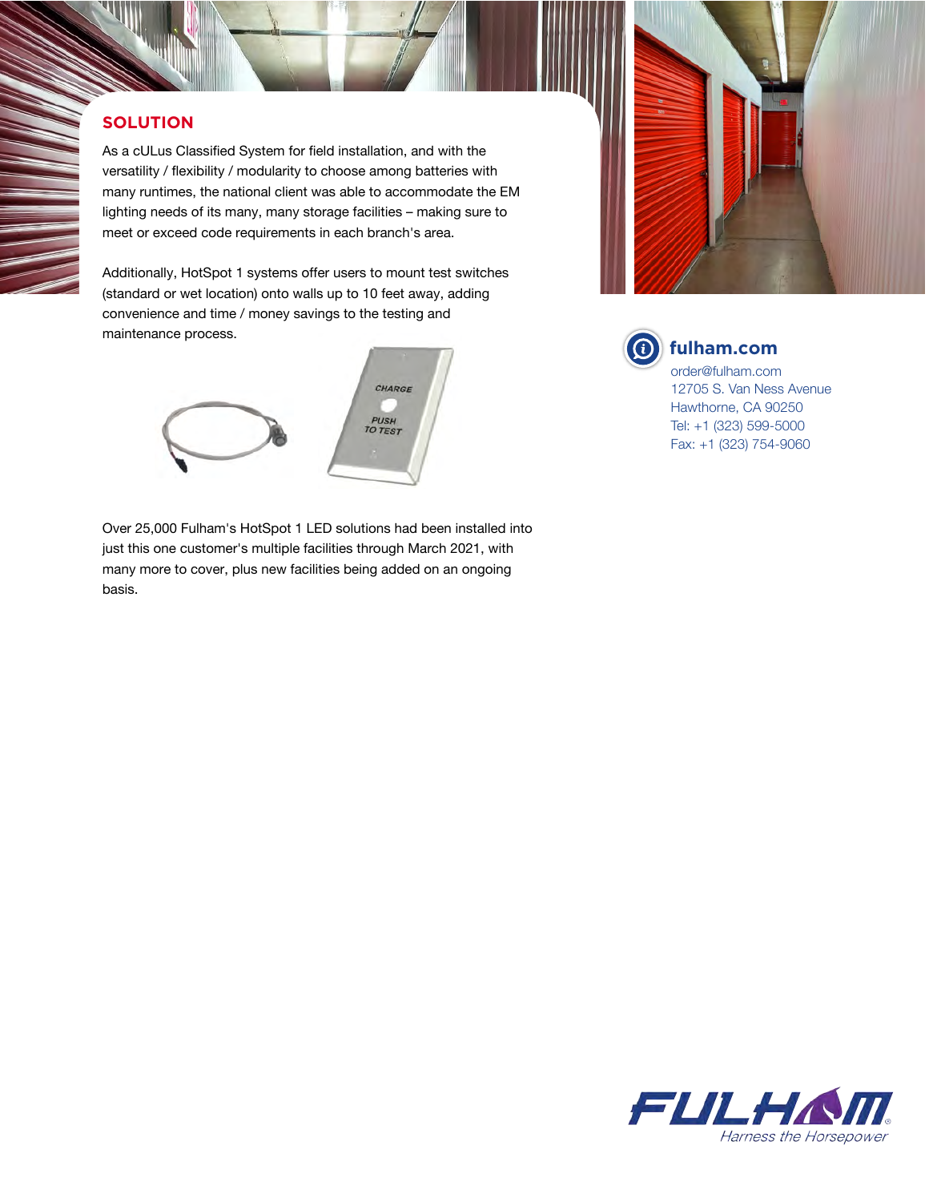## SOLUTION

As a cULus Classified System for field installation, and with the versatility / flexibility / modularity to choose among batteries with many runtimes, the national client was able to accommodate the EM lighting needs of its many, many storage facilities – making sure to meet or exceed code requirements in each branch's area.

Additionally, HotSpot 1 systems offer users to mount test switches (standard or wet location) onto walls up to 10 feet away, adding convenience and time / money savings to the testing and maintenance process.

Over 25,000 Fulham's HotSpot 1 LED solutions had been installed into just this one customer's multiple facilities through March 2021, with many more to cover, plus new facilities being added on an ongoing basis.

**fulham.com**

order@fulham.com
12705 S. Van Ness Avenue
Hawthorne, CA 90250
Tel: +1 (323) 599-5000
Fax: +1 (323) 754-9060

FULHAM®
*Harness the Horsepower*